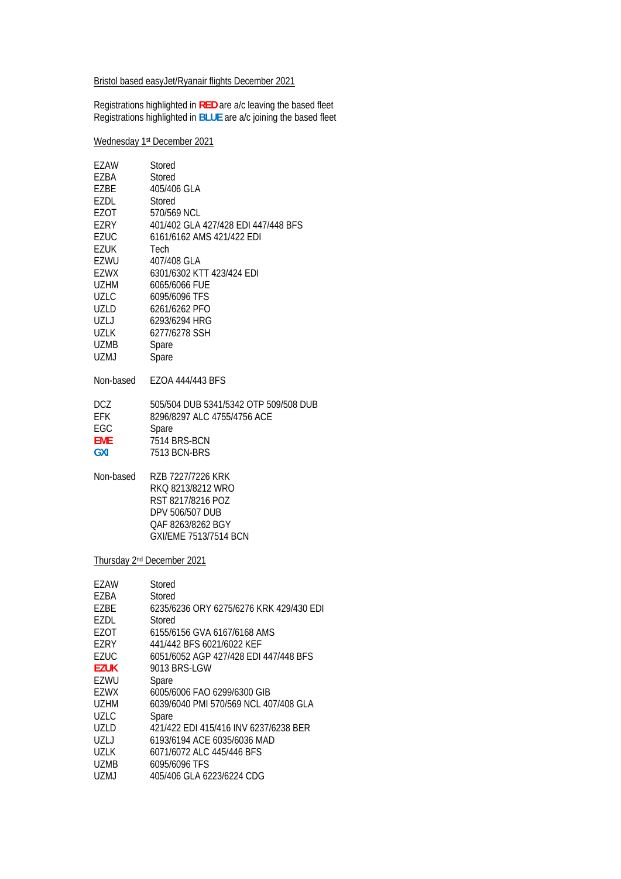Bristol based easyJet/Ryanair flights December 2021

Registrations highlighted in **RED** are a/c leaving the based fleet
Registrations highlighted in **BLUE** are a/c joining the based fleet

Wednesday 1st December 2021

| | |
|---|---|
| EZAW | Stored |
| EZBA | Stored |
| EZBE | 405/406 GLA |
| EZDL | Stored |
| EZOT | 570/569 NCL |
| EZRY | 401/402 GLA 427/428 EDI 447/448 BFS |
| EZUC | 6161/6162 AMS 421/422 EDI |
| EZUK | Tech |
| EZWU | 407/408 GLA |
| EZWX | 6301/6302 KTT 423/424 EDI |
| UZHM | 6065/6066 FUE |
| UZLC | 6095/6096 TFS |
| UZLD | 6261/6262 PFO |
| UZLJ | 6293/6294 HRG |
| UZLK | 6277/6278 SSH |
| UZMB | Spare |
| UZMJ | Spare |
| Non-based | EZOA 444/443 BFS |

| | |
|---|---|
| DCZ | 505/504 DUB 5341/5342 OTP 509/508 DUB |
| EFK | 8296/8297 ALC 4755/4756 ACE |
| EGC | Spare |
| **EME** | 7514 BRS-BCN |
| **GXI** | 7513 BCN-BRS |
| Non-based | RZB 7227/7226 KRK |
| | RKQ 8213/8212 WRO |
| | RST 8217/8216 POZ |
| | DPV 506/507 DUB |
| | QAF 8263/8262 BGY |
| | GXI/EME 7513/7514 BCN |

Thursday 2nd December 2021

| | |
|---|---|
| EZAW | Stored |
| EZBA | Stored |
| EZBE | 6235/6236 ORY 6275/6276 KRK 429/430 EDI |
| EZDL | Stored |
| EZOT | 6155/6156 GVA 6167/6168 AMS |
| EZRY | 441/442 BFS 6021/6022 KEF |
| EZUC | 6051/6052 AGP 427/428 EDI 447/448 BFS |
| **EZUK** | 9013 BRS-LGW |
| EZWU | Spare |
| EZWX | 6005/6006 FAO 6299/6300 GIB |
| UZHM | 6039/6040 PMI 570/569 NCL 407/408 GLA |
| UZLC | Spare |
| UZLD | 421/422 EDI 415/416 INV 6237/6238 BER |
| UZLJ | 6193/6194 ACE 6035/6036 MAD |
| UZLK | 6071/6072 ALC 445/446 BFS |
| UZMB | 6095/6096 TFS |
| UZMJ | 405/406 GLA 6223/6224 CDG |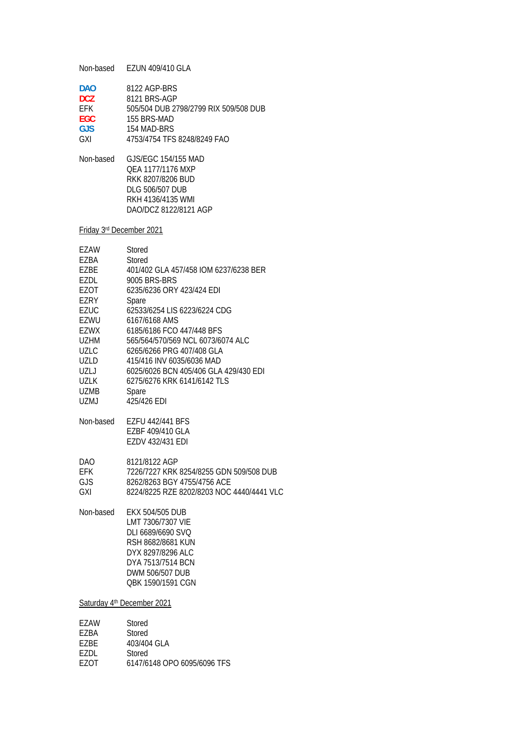| | |
|---|---|
| Non-based | EZUN 409/410 GLA |

| | |
|---|---|
| **DAO** | 8122 AGP-BRS |
| **DCZ** | 8121 BRS-AGP |
| EFK | 505/504 DUB 2798/2799 RIX 509/508 DUB |
| **EGC** | 155 BRS-MAD |
| **GJS** | 154 MAD-BRS |
| GXI | 4753/4754 TFS 8248/8249 FAO |

| | |
|---|---|
| Non-based | GJS/EGC 154/155 MAD |
| | QEA 1177/1176 MXP |
| | RKK 8207/8206 BUD |
| | DLG 506/507 DUB |
| | RKH 4136/4135 WMI |
| | DAO/DCZ 8122/8121 AGP |

Friday 3rd December 2021

| | |
|---|---|
| EZAW | Stored |
| EZBA | Stored |
| EZBE | 401/402 GLA 457/458 IOM 6237/6238 BER |
| EZDL | 9005 BRS-BRS |
| EZOT | 6235/6236 ORY 423/424 EDI |
| EZRY | Spare |
| EZUC | 62533/6254 LIS 6223/6224 CDG |
| EZWU | 6167/6168 AMS |
| EZWX | 6185/6186 FCO 447/448 BFS |
| UZHM | 565/564/570/569 NCL 6073/6074 ALC |
| UZLC | 6265/6266 PRG 407/408 GLA |
| UZLD | 415/416 INV 6035/6036 MAD |
| UZLJ | 6025/6026 BCN 405/406 GLA 429/430 EDI |
| UZLK | 6275/6276 KRK 6141/6142 TLS |
| UZMB | Spare |
| UZMJ | 425/426 EDI |

| | |
|---|---|
| Non-based | EZFU 442/441 BFS |
| | EZBF 409/410 GLA |
| | EZDV 432/431 EDI |

| | |
|---|---|
| DAO | 8121/8122 AGP |
| EFK | 7226/7227 KRK 8254/8255 GDN 509/508 DUB |
| GJS | 8262/8263 BGY 4755/4756 ACE |
| GXI | 8224/8225 RZE 8202/8203 NOC 4440/4441 VLC |

| | |
|---|---|
| Non-based | EKX 504/505 DUB |
| | LMT 7306/7307 VIE |
| | DLI 6689/6690 SVQ |
| | RSH 8682/8681 KUN |
| | DYX 8297/8296 ALC |
| | DYA 7513/7514 BCN |
| | DWM 506/507 DUB |
| | QBK 1590/1591 CGN |

Saturday 4th December 2021

| | |
|---|---|
| EZAW | Stored |
| EZBA | Stored |
| EZBE | 403/404 GLA |
| EZDL | Stored |
| EZOT | 6147/6148 OPO 6095/6096 TFS |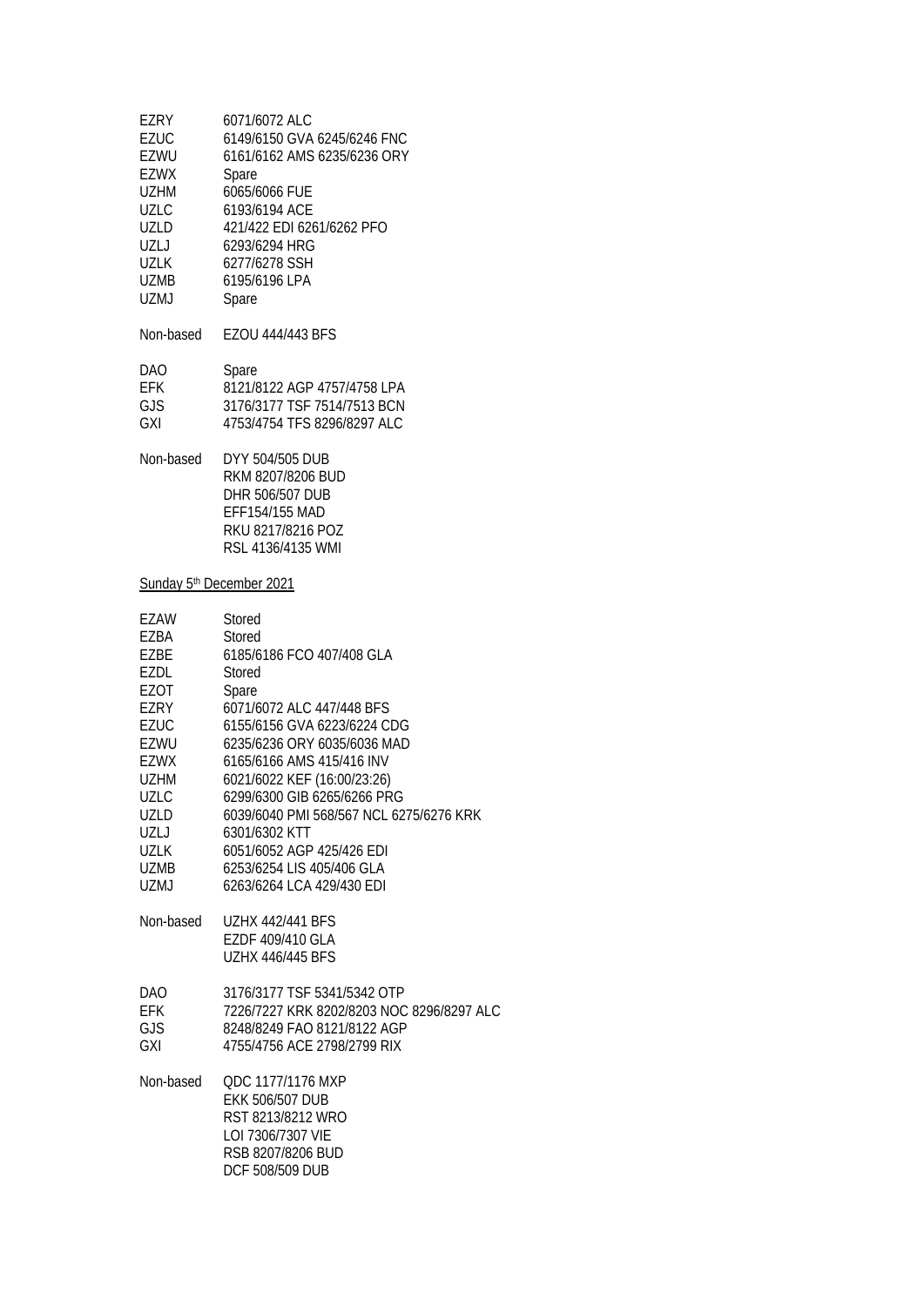| | |
|---|---|
| EZRY | 6071/6072 ALC |
| EZUC | 6149/6150 GVA 6245/6246 FNC |
| EZWU | 6161/6162 AMS 6235/6236 ORY |
| EZWX | Spare |
| UZHM | 6065/6066 FUE |
| UZLC | 6193/6194 ACE |
| UZLD | 421/422 EDI 6261/6262 PFO |
| UZLJ | 6293/6294 HRG |
| UZLK | 6277/6278 SSH |
| UZMB | 6195/6196 LPA |
| UZMJ | Spare |

Non-based EZOU 444/443 BFS

| | |
|---|---|
| DAO | Spare |
| EFK | 8121/8122 AGP 4757/4758 LPA |
| GJS | 3176/3177 TSF 7514/7513 BCN |
| GXI | 4753/4754 TFS 8296/8297 ALC |

Non-based DYY 504/505 DUB
RKM 8207/8206 BUD
DHR 506/507 DUB
EFF154/155 MAD
RKU 8217/8216 POZ
RSL 4136/4135 WMI

Sunday 5th December 2021

| | |
|---|---|
| EZAW | Stored |
| EZBA | Stored |
| EZBE | 6185/6186 FCO 407/408 GLA |
| EZDL | Stored |
| EZOT | Spare |
| EZRY | 6071/6072 ALC 447/448 BFS |
| EZUC | 6155/6156 GVA 6223/6224 CDG |
| EZWU | 6235/6236 ORY 6035/6036 MAD |
| EZWX | 6165/6166 AMS 415/416 INV |
| UZHM | 6021/6022 KEF (16:00/23:26) |
| UZLC | 6299/6300 GIB 6265/6266 PRG |
| UZLD | 6039/6040 PMI 568/567 NCL 6275/6276 KRK |
| UZLJ | 6301/6302 KTT |
| UZLK | 6051/6052 AGP 425/426 EDI |
| UZMB | 6253/6254 LIS 405/406 GLA |
| UZMJ | 6263/6264 LCA 429/430 EDI |

Non-based UZHX 442/441 BFS
EZDF 409/410 GLA
UZHX 446/445 BFS

| | |
|---|---|
| DAO | 3176/3177 TSF 5341/5342 OTP |
| EFK | 7226/7227 KRK 8202/8203 NOC 8296/8297 ALC |
| GJS | 8248/8249 FAO 8121/8122 AGP |
| GXI | 4755/4756 ACE 2798/2799 RIX |

Non-based QDC 1177/1176 MXP
EKK 506/507 DUB
RST 8213/8212 WRO
LOI 7306/7307 VIE
RSB 8207/8206 BUD
DCF 508/509 DUB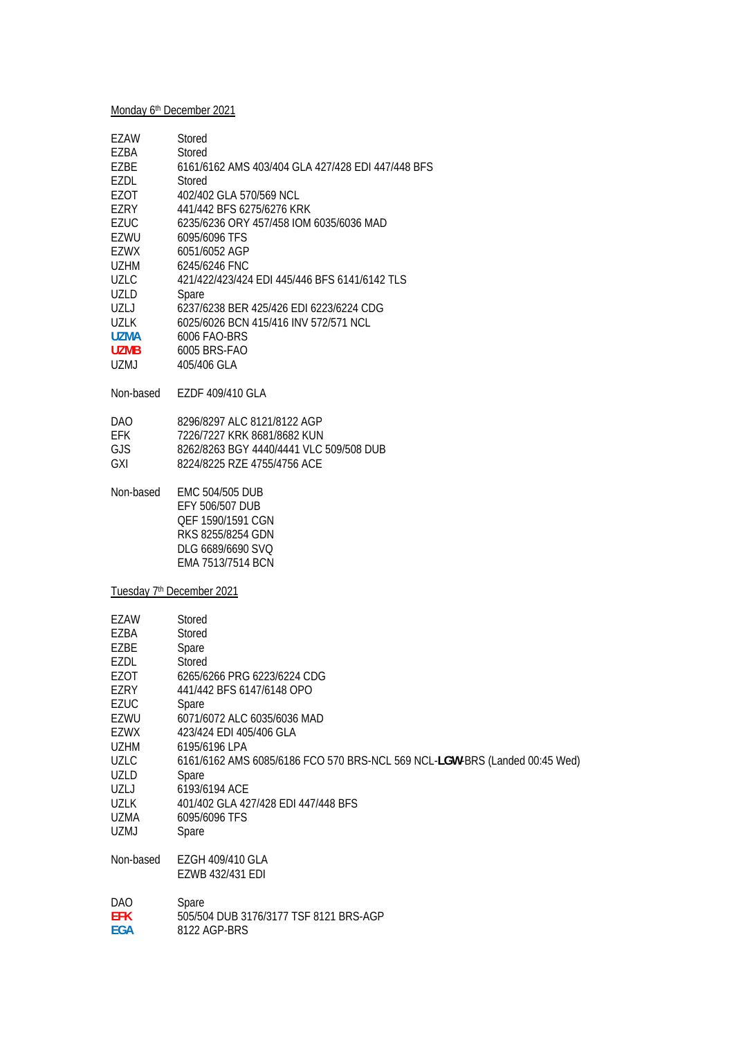Monday 6th December 2021

| | |
|---|---|
| EZAW | Stored |
| EZBA | Stored |
| EZBE | 6161/6162 AMS 403/404 GLA 427/428 EDI 447/448 BFS |
| EZDL | Stored |
| EZOT | 402/402 GLA 570/569 NCL |
| EZRY | 441/442 BFS 6275/6276 KRK |
| EZUC | 6235/6236 ORY 457/458 IOM 6035/6036 MAD |
| EZWU | 6095/6096 TFS |
| EZWX | 6051/6052 AGP |
| UZHM | 6245/6246 FNC |
| UZLC | 421/422/423/424 EDI 445/446 BFS 6141/6142 TLS |
| UZLD | Spare |
| UZLJ | 6237/6238 BER 425/426 EDI 6223/6224 CDG |
| UZLK | 6025/6026 BCN 415/416 INV 572/571 NCL |
| **UZMA** | 6006 FAO-BRS |
| **UZMB** | 6005 BRS-FAO |
| UZMJ | 405/406 GLA |

Non-based EZDF 409/410 GLA

| | |
|---|---|
| DAO | 8296/8297 ALC 8121/8122 AGP |
| EFK | 7226/7227 KRK 8681/8682 KUN |
| GJS | 8262/8263 BGY 4440/4441 VLC 509/508 DUB |
| GXI | 8224/8225 RZE 4755/4756 ACE |

Non-based EMC 504/505 DUB
EFY 506/507 DUB
QEF 1590/1591 CGN
RKS 8255/8254 GDN
DLG 6689/6690 SVQ
EMA 7513/7514 BCN

Tuesday 7th December 2021

| | |
|---|---|
| EZAW | Stored |
| EZBA | Stored |
| EZBE | Spare |
| EZDL | Stored |
| EZOT | 6265/6266 PRG 6223/6224 CDG |
| EZRY | 441/442 BFS 6147/6148 OPO |
| EZUC | Spare |
| EZWU | 6071/6072 ALC 6035/6036 MAD |
| EZWX | 423/424 EDI 405/406 GLA |
| UZHM | 6195/6196 LPA |
| UZLC | 6161/6162 AMS 6085/6186 FCO 570 BRS-NCL 569 NCL-**LGW**-BRS (Landed 00:45 Wed) |
| UZLD | Spare |
| UZLJ | 6193/6194 ACE |
| UZLK | 401/402 GLA 427/428 EDI 447/448 BFS |
| UZMA | 6095/6096 TFS |
| UZMJ | Spare |

Non-based EZGH 409/410 GLA
EZWB 432/431 EDI

| | |
|---|---|
| DAO | Spare |
| **EFK** | 505/504 DUB 3176/3177 TSF 8121 BRS-AGP |
| **EGA** | 8122 AGP-BRS |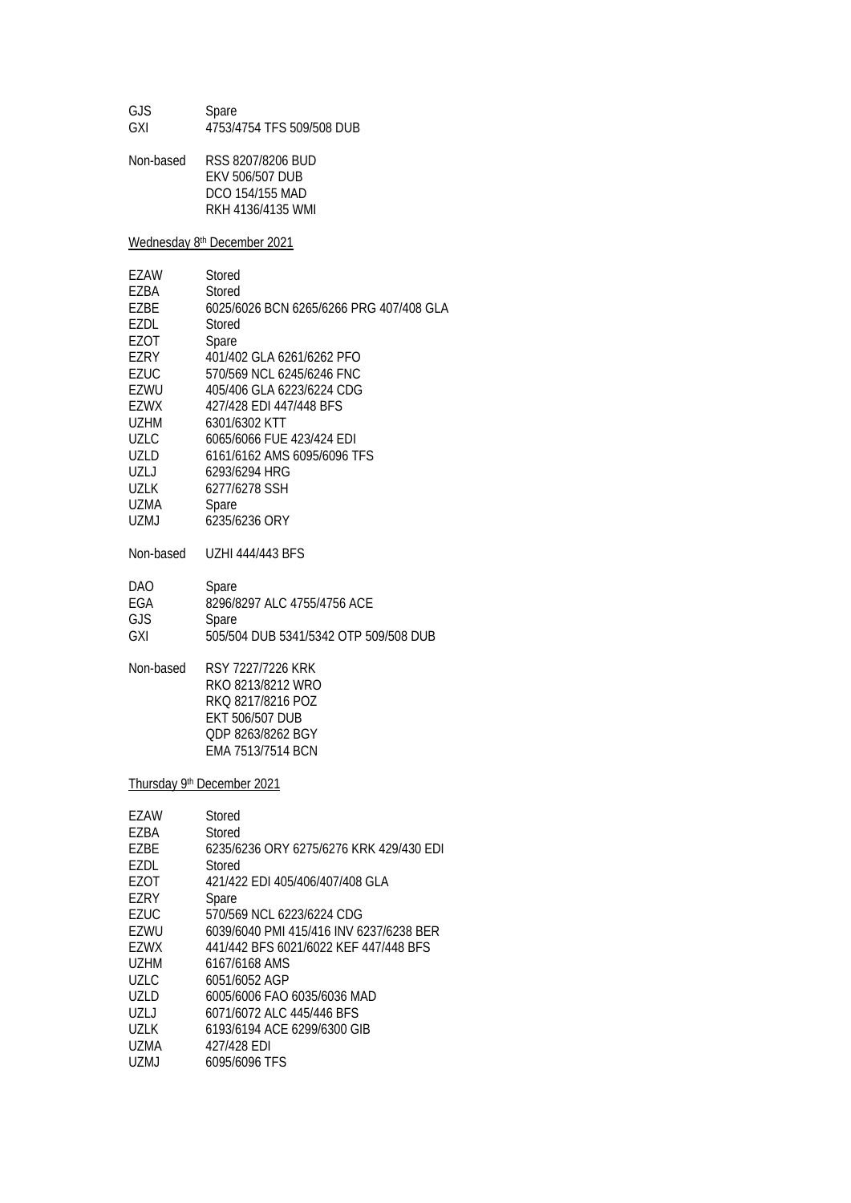| | |
|---|---|
| GJS | Spare |
| GXI | 4753/4754 TFS 509/508 DUB |

| | |
|---|---|
| Non-based | RSS 8207/8206 BUD |
| | EKV 506/507 DUB |
| | DCO 154/155 MAD |
| | RKH 4136/4135 WMI |

Wednesday 8th December 2021

| | |
|---|---|
| EZAW | Stored |
| EZBA | Stored |
| EZBE | 6025/6026 BCN 6265/6266 PRG 407/408 GLA |
| EZDL | Stored |
| EZOT | Spare |
| EZRY | 401/402 GLA 6261/6262 PFO |
| EZUC | 570/569 NCL 6245/6246 FNC |
| EZWU | 405/406 GLA 6223/6224 CDG |
| EZWX | 427/428 EDI 447/448 BFS |
| UZHM | 6301/6302 KTT |
| UZLC | 6065/6066 FUE 423/424 EDI |
| UZLD | 6161/6162 AMS 6095/6096 TFS |
| UZLJ | 6293/6294 HRG |
| UZLK | 6277/6278 SSH |
| UZMA | Spare |
| UZMJ | 6235/6236 ORY |

| | |
|---|---|
| Non-based | UZHI 444/443 BFS |

| | |
|---|---|
| DAO | Spare |
| EGA | 8296/8297 ALC 4755/4756 ACE |
| GJS | Spare |
| GXI | 505/504 DUB 5341/5342 OTP 509/508 DUB |

| | |
|---|---|
| Non-based | RSY 7227/7226 KRK |
| | RKO 8213/8212 WRO |
| | RKQ 8217/8216 POZ |
| | EKT 506/507 DUB |
| | QDP 8263/8262 BGY |
| | EMA 7513/7514 BCN |

Thursday 9th December 2021

| | |
|---|---|
| EZAW | Stored |
| EZBA | Stored |
| EZBE | 6235/6236 ORY 6275/6276 KRK 429/430 EDI |
| EZDL | Stored |
| EZOT | 421/422 EDI 405/406/407/408 GLA |
| EZRY | Spare |
| EZUC | 570/569 NCL 6223/6224 CDG |
| EZWU | 6039/6040 PMI 415/416 INV 6237/6238 BER |
| EZWX | 441/442 BFS 6021/6022 KEF 447/448 BFS |
| UZHM | 6167/6168 AMS |
| UZLC | 6051/6052 AGP |
| UZLD | 6005/6006 FAO 6035/6036 MAD |
| UZLJ | 6071/6072 ALC 445/446 BFS |
| UZLK | 6193/6194 ACE 6299/6300 GIB |
| UZMA | 427/428 EDI |
| UZMJ | 6095/6096 TFS |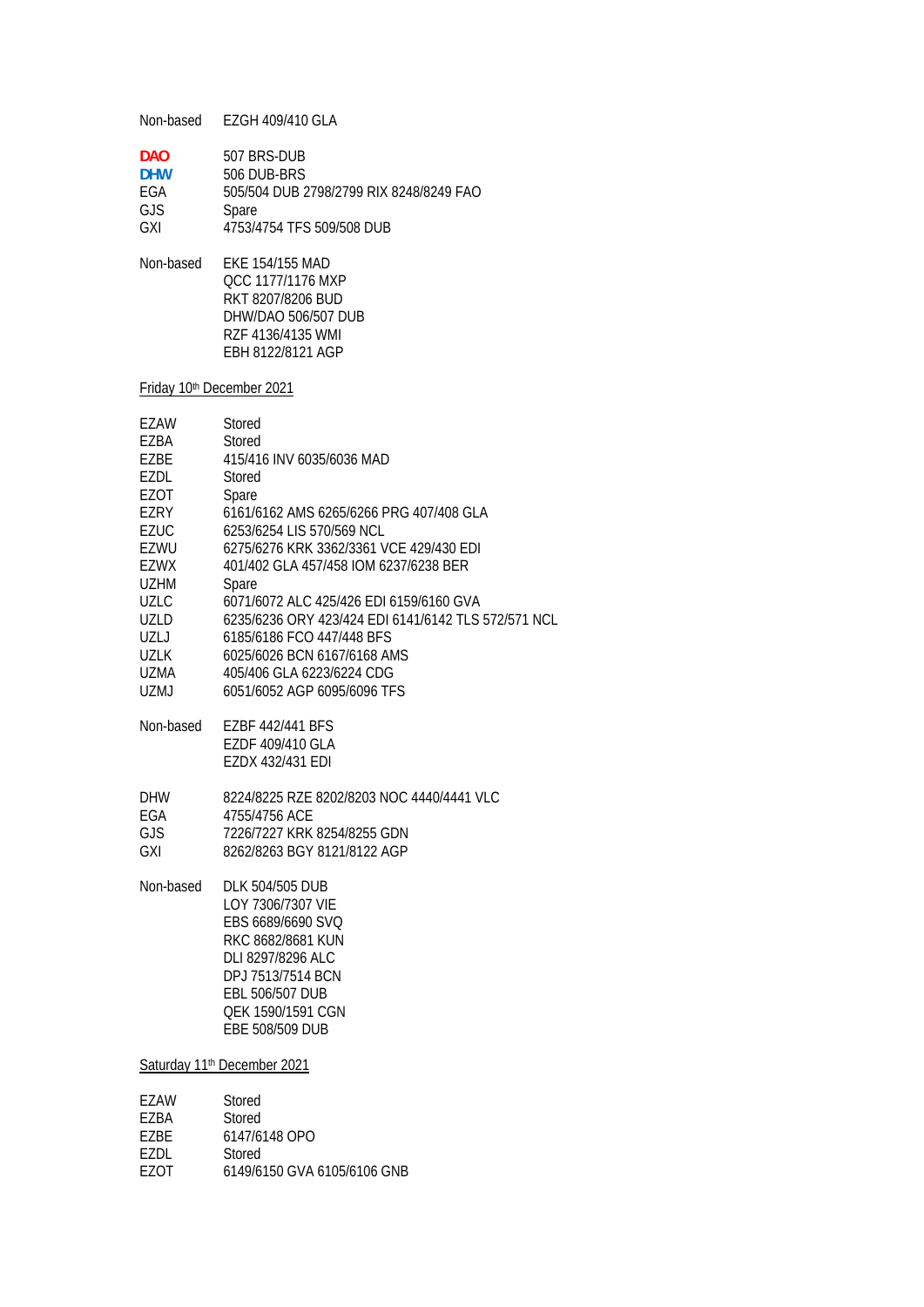| | |
|---|---|
| Non-based | EZGH 409/410 GLA |

| | |
|---|---|
| DAO | 507 BRS-DUB |
| DHW | 506 DUB-BRS |
| EGA | 505/504 DUB 2798/2799 RIX 8248/8249 FAO |
| GJS | Spare |
| GXI | 4753/4754 TFS 509/508 DUB |

| | |
|---|---|
| Non-based | EKE 154/155 MAD |
| | QCC 1177/1176 MXP |
| | RKT 8207/8206 BUD |
| | DHW/DAO 506/507 DUB |
| | RZF 4136/4135 WMI |
| | EBH 8122/8121 AGP |

Friday 10th December 2021

| | |
|---|---|
| EZAW | Stored |
| EZBA | Stored |
| EZBE | 415/416 INV 6035/6036 MAD |
| EZDL | Stored |
| EZOT | Spare |
| EZRY | 6161/6162 AMS 6265/6266 PRG 407/408 GLA |
| EZUC | 6253/6254 LIS 570/569 NCL |
| EZWU | 6275/6276 KRK 3362/3361 VCE 429/430 EDI |
| EZWX | 401/402 GLA 457/458 IOM 6237/6238 BER |
| UZHM | Spare |
| UZLC | 6071/6072 ALC 425/426 EDI 6159/6160 GVA |
| UZLD | 6235/6236 ORY 423/424 EDI 6141/6142 TLS 572/571 NCL |
| UZLJ | 6185/6186 FCO 447/448 BFS |
| UZLK | 6025/6026 BCN 6167/6168 AMS |
| UZMA | 405/406 GLA 6223/6224 CDG |
| UZMJ | 6051/6052 AGP 6095/6096 TFS |

| | |
|---|---|
| Non-based | EZBF 442/441 BFS |
| | EZDF 409/410 GLA |
| | EZDX 432/431 EDI |

| | |
|---|---|
| DHW | 8224/8225 RZE 8202/8203 NOC 4440/4441 VLC |
| EGA | 4755/4756 ACE |
| GJS | 7226/7227 KRK 8254/8255 GDN |
| GXI | 8262/8263 BGY 8121/8122 AGP |

| | |
|---|---|
| Non-based | DLK 504/505 DUB |
| | LOY 7306/7307 VIE |
| | EBS 6689/6690 SVQ |
| | RKC 8682/8681 KUN |
| | DLI 8297/8296 ALC |
| | DPJ 7513/7514 BCN |
| | EBL 506/507 DUB |
| | QEK 1590/1591 CGN |
| | EBE 508/509 DUB |

Saturday 11th December 2021

| | |
|---|---|
| EZAW | Stored |
| EZBA | Stored |
| EZBE | 6147/6148 OPO |
| EZDL | Stored |
| EZOT | 6149/6150 GVA 6105/6106 GNB |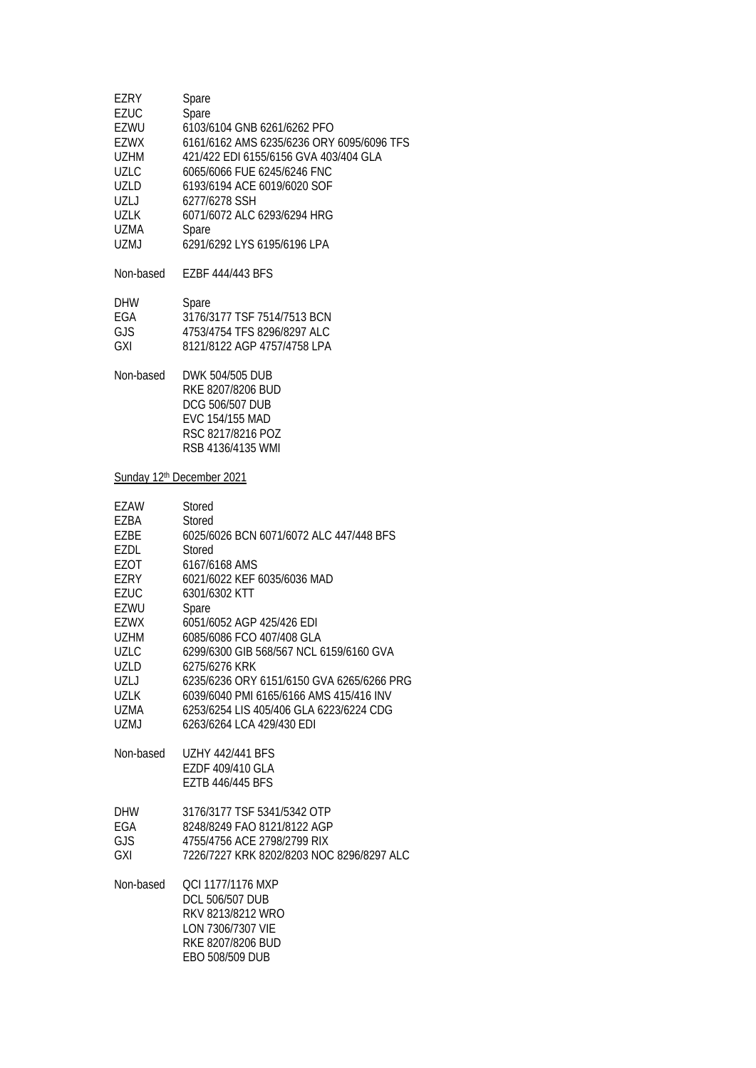| | |
|---|---|
| EZRY | Spare |
| EZUC | Spare |
| EZWU | 6103/6104 GNB 6261/6262 PFO |
| EZWX | 6161/6162 AMS 6235/6236 ORY 6095/6096 TFS |
| UZHM | 421/422 EDI 6155/6156 GVA 403/404 GLA |
| UZLC | 6065/6066 FUE 6245/6246 FNC |
| UZLD | 6193/6194 ACE 6019/6020 SOF |
| UZLJ | 6277/6278 SSH |
| UZLK | 6071/6072 ALC 6293/6294 HRG |
| UZMA | Spare |
| UZMJ | 6291/6292 LYS 6195/6196 LPA |

Non-based EZBF 444/443 BFS

| | |
|---|---|
| DHW | Spare |
| EGA | 3176/3177 TSF 7514/7513 BCN |
| GJS | 4753/4754 TFS 8296/8297 ALC |
| GXI | 8121/8122 AGP 4757/4758 LPA |

Non-based DWK 504/505 DUB
RKE 8207/8206 BUD
DCG 506/507 DUB
EVC 154/155 MAD
RSC 8217/8216 POZ
RSB 4136/4135 WMI

Sunday 12th December 2021

| | |
|---|---|
| EZAW | Stored |
| EZBA | Stored |
| EZBE | 6025/6026 BCN 6071/6072 ALC 447/448 BFS |
| EZDL | Stored |
| EZOT | 6167/6168 AMS |
| EZRY | 6021/6022 KEF 6035/6036 MAD |
| EZUC | 6301/6302 KTT |
| EZWU | Spare |
| EZWX | 6051/6052 AGP 425/426 EDI |
| UZHM | 6085/6086 FCO 407/408 GLA |
| UZLC | 6299/6300 GIB 568/567 NCL 6159/6160 GVA |
| UZLD | 6275/6276 KRK |
| UZLJ | 6235/6236 ORY 6151/6150 GVA 6265/6266 PRG |
| UZLK | 6039/6040 PMI 6165/6166 AMS 415/416 INV |
| UZMA | 6253/6254 LIS 405/406 GLA 6223/6224 CDG |
| UZMJ | 6263/6264 LCA 429/430 EDI |

Non-based UZHY 442/441 BFS
EZDF 409/410 GLA
EZTB 446/445 BFS

| | |
|---|---|
| DHW | 3176/3177 TSF 5341/5342 OTP |
| EGA | 8248/8249 FAO 8121/8122 AGP |
| GJS | 4755/4756 ACE 2798/2799 RIX |
| GXI | 7226/7227 KRK 8202/8203 NOC 8296/8297 ALC |

Non-based QCI 1177/1176 MXP
DCL 506/507 DUB
RKV 8213/8212 WRO
LON 7306/7307 VIE
RKE 8207/8206 BUD
EBO 508/509 DUB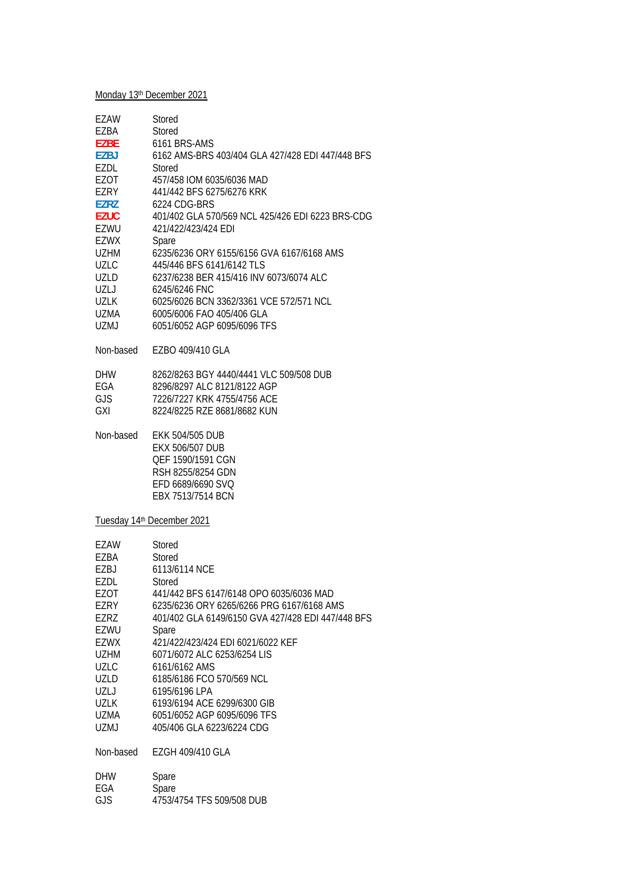Monday 13th December 2021

| | |
|---|---|
| EZAW | Stored |
| EZBA | Stored |
| EZBE | 6161 BRS-AMS |
| EZBJ | 6162 AMS-BRS 403/404 GLA 427/428 EDI 447/448 BFS |
| EZDL | Stored |
| EZOT | 457/458 IOM 6035/6036 MAD |
| EZRY | 441/442 BFS 6275/6276 KRK |
| EZRZ | 6224 CDG-BRS |
| EZUC | 401/402 GLA 570/569 NCL 425/426 EDI 6223 BRS-CDG |
| EZWU | 421/422/423/424 EDI |
| EZWX | Spare |
| UZHM | 6235/6236 ORY 6155/6156 GVA 6167/6168 AMS |
| UZLC | 445/446 BFS 6141/6142 TLS |
| UZLD | 6237/6238 BER 415/416 INV 6073/6074 ALC |
| UZLJ | 6245/6246 FNC |
| UZLK | 6025/6026 BCN 3362/3361 VCE 572/571 NCL |
| UZMA | 6005/6006 FAO 405/406 GLA |
| UZMJ | 6051/6052 AGP 6095/6096 TFS |

Non-based EZBO 409/410 GLA

| | |
|---|---|
| DHW | 8262/8263 BGY 4440/4441 VLC 509/508 DUB |
| EGA | 8296/8297 ALC 8121/8122 AGP |
| GJS | 7226/7227 KRK 4755/4756 ACE |
| GXI | 8224/8225 RZE 8681/8682 KUN |

Non-based EKK 504/505 DUB
EKX 506/507 DUB
QEF 1590/1591 CGN
RSH 8255/8254 GDN
EFD 6689/6690 SVQ
EBX 7513/7514 BCN

Tuesday 14th December 2021

| | |
|---|---|
| EZAW | Stored |
| EZBA | Stored |
| EZBJ | 6113/6114 NCE |
| EZDL | Stored |
| EZOT | 441/442 BFS 6147/6148 OPO 6035/6036 MAD |
| EZRY | 6235/6236 ORY 6265/6266 PRG 6167/6168 AMS |
| EZRZ | 401/402 GLA 6149/6150 GVA 427/428 EDI 447/448 BFS |
| EZWU | Spare |
| EZWX | 421/422/423/424 EDI 6021/6022 KEF |
| UZHM | 6071/6072 ALC 6253/6254 LIS |
| UZLC | 6161/6162 AMS |
| UZLD | 6185/6186 FCO 570/569 NCL |
| UZLJ | 6195/6196 LPA |
| UZLK | 6193/6194 ACE 6299/6300 GIB |
| UZMA | 6051/6052 AGP 6095/6096 TFS |
| UZMJ | 405/406 GLA 6223/6224 CDG |

Non-based EZGH 409/410 GLA

| | |
|---|---|
| DHW | Spare |
| EGA | Spare |
| GJS | 4753/4754 TFS 509/508 DUB |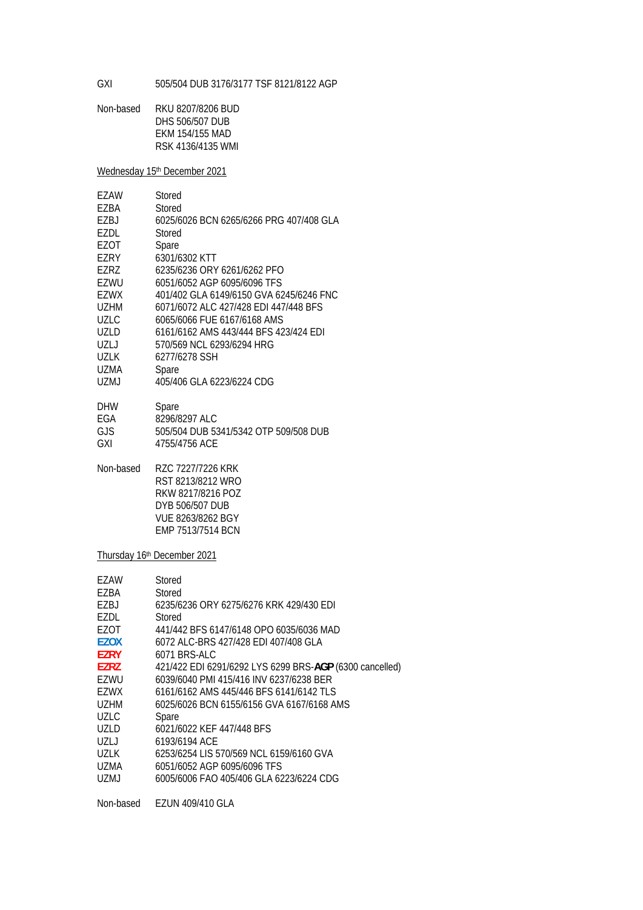| | |
|---|---|
| GXI | 505/504 DUB 3176/3177 TSF 8121/8122 AGP |

| | |
|---|---|
| Non-based | RKU 8207/8206 BUD |
| | DHS 506/507 DUB |
| | EKM 154/155 MAD |
| | RSK 4136/4135 WMI |

Wednesday 15th December 2021

| | |
|---|---|
| EZAW | Stored |
| EZBA | Stored |
| EZBJ | 6025/6026 BCN 6265/6266 PRG 407/408 GLA |
| EZDL | Stored |
| EZOT | Spare |
| EZRY | 6301/6302 KTT |
| EZRZ | 6235/6236 ORY 6261/6262 PFO |
| EZWU | 6051/6052 AGP 6095/6096 TFS |
| EZWX | 401/402 GLA 6149/6150 GVA 6245/6246 FNC |
| UZHM | 6071/6072 ALC 427/428 EDI 447/448 BFS |
| UZLC | 6065/6066 FUE 6167/6168 AMS |
| UZLD | 6161/6162 AMS 443/444 BFS 423/424 EDI |
| UZLJ | 570/569 NCL 6293/6294 HRG |
| UZLK | 6277/6278 SSH |
| UZMA | Spare |
| UZMJ | 405/406 GLA 6223/6224 CDG |

| | |
|---|---|
| DHW | Spare |
| EGA | 8296/8297 ALC |
| GJS | 505/504 DUB 5341/5342 OTP 509/508 DUB |
| GXI | 4755/4756 ACE |

| | |
|---|---|
| Non-based | RZC 7227/7226 KRK |
| | RST 8213/8212 WRO |
| | RKW 8217/8216 POZ |
| | DYB 506/507 DUB |
| | VUE 8263/8262 BGY |
| | EMP 7513/7514 BCN |

Thursday 16th December 2021

| | |
|---|---|
| EZAW | Stored |
| EZBA | Stored |
| EZBJ | 6235/6236 ORY 6275/6276 KRK 429/430 EDI |
| EZDL | Stored |
| EZOT | 441/442 BFS 6147/6148 OPO 6035/6036 MAD |
| **EZOX** | 6072 ALC-BRS 427/428 EDI 407/408 GLA |
| **EZRY** | 6071 BRS-ALC |
| **EZRZ** | 421/422 EDI 6291/6292 LYS 6299 BRS-**AGP** (6300 cancelled) |
| EZWU | 6039/6040 PMI 415/416 INV 6237/6238 BER |
| EZWX | 6161/6162 AMS 445/446 BFS 6141/6142 TLS |
| UZHM | 6025/6026 BCN 6155/6156 GVA 6167/6168 AMS |
| UZLC | Spare |
| UZLD | 6021/6022 KEF 447/448 BFS |
| UZLJ | 6193/6194 ACE |
| UZLK | 6253/6254 LIS 570/569 NCL 6159/6160 GVA |
| UZMA | 6051/6052 AGP 6095/6096 TFS |
| UZMJ | 6005/6006 FAO 405/406 GLA 6223/6224 CDG |

| | |
|---|---|
| Non-based | EZUN 409/410 GLA |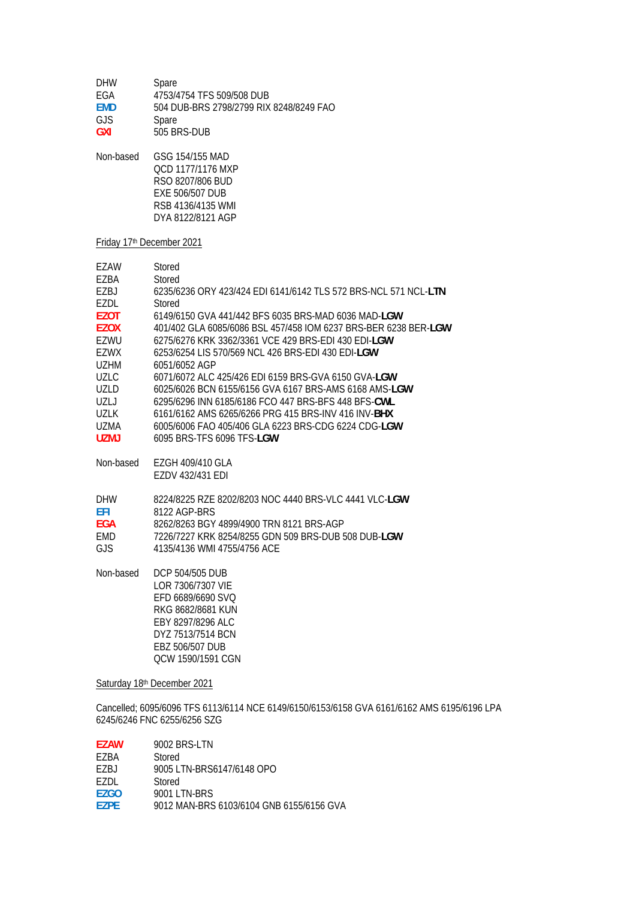| | |
|---|---|
| DHW | Spare |
| EGA | 4753/4754 TFS 509/508 DUB |
| **EMD** | 504 DUB-BRS 2798/2799 RIX 8248/8249 FAO |
| GJS | Spare |
| **GXI** | 505 BRS-DUB |

| | |
|---|---|
| Non-based | GSG 154/155 MAD |
| | QCD 1177/1176 MXP |
| | RSO 8207/806 BUD |
| | EXE 506/507 DUB |
| | RSB 4136/4135 WMI |
| | DYA 8122/8121 AGP |

Friday 17th December 2021

| | |
|---|---|
| EZAW | Stored |
| EZBA | Stored |
| EZBJ | 6235/6236 ORY 423/424 EDI 6141/6142 TLS 572 BRS-NCL 571 NCL-**LTN** |
| EZDL | Stored |
| **EZOT** | 6149/6150 GVA 441/442 BFS 6035 BRS-MAD 6036 MAD-**LGW** |
| **EZOX** | 401/402 GLA 6085/6086 BSL 457/458 IOM 6237 BRS-BER 6238 BER-**LGW** |
| EZWU | 6275/6276 KRK 3362/3361 VCE 429 BRS-EDI 430 EDI-**LGW** |
| EZWX | 6253/6254 LIS 570/569 NCL 426 BRS-EDI 430 EDI-**LGW** |
| UZHM | 6051/6052 AGP |
| UZLC | 6071/6072 ALC 425/426 EDI 6159 BRS-GVA 6150 GVA-**LGW** |
| UZLD | 6025/6026 BCN 6155/6156 GVA 6167 BRS-AMS 6168 AMS-**LGW** |
| UZLJ | 6295/6296 INN 6185/6186 FCO 447 BRS-BFS 448 BFS-**CWL** |
| UZLK | 6161/6162 AMS 6265/6266 PRG 415 BRS-INV 416 INV-**BHX** |
| UZMA | 6005/6006 FAO 405/406 GLA 6223 BRS-CDG 6224 CDG-**LGW** |
| **UZMJ** | 6095 BRS-TFS 6096 TFS-**LGW** |

| | |
|---|---|
| Non-based | EZGH 409/410 GLA |
| | EZDV 432/431 EDI |

| | |
|---|---|
| DHW | 8224/8225 RZE 8202/8203 NOC 4440 BRS-VLC 4441 VLC-**LGW** |
| **EFI** | 8122 AGP-BRS |
| **EGA** | 8262/8263 BGY 4899/4900 TRN 8121 BRS-AGP |
| EMD | 7226/7227 KRK 8254/8255 GDN 509 BRS-DUB 508 DUB-**LGW** |
| GJS | 4135/4136 WMI 4755/4756 ACE |

| | |
|---|---|
| Non-based | DCP 504/505 DUB |
| | LOR 7306/7307 VIE |
| | EFD 6689/6690 SVQ |
| | RKG 8682/8681 KUN |
| | EBY 8297/8296 ALC |
| | DYZ 7513/7514 BCN |
| | EBZ 506/507 DUB |
| | QCW 1590/1591 CGN |

Saturday 18th December 2021

Cancelled; 6095/6096 TFS 6113/6114 NCE 6149/6150/6153/6158 GVA 6161/6162 AMS 6195/6196 LPA 6245/6246 FNC 6255/6256 SZG

| | |
|---|---|
| **EZAW** | 9002 BRS-LTN |
| EZBA | Stored |
| EZBJ | 9005 LTN-BRS6147/6148 OPO |
| EZDL | Stored |
| **EZGO** | 9001 LTN-BRS |
| **EZPE** | 9012 MAN-BRS 6103/6104 GNB 6155/6156 GVA |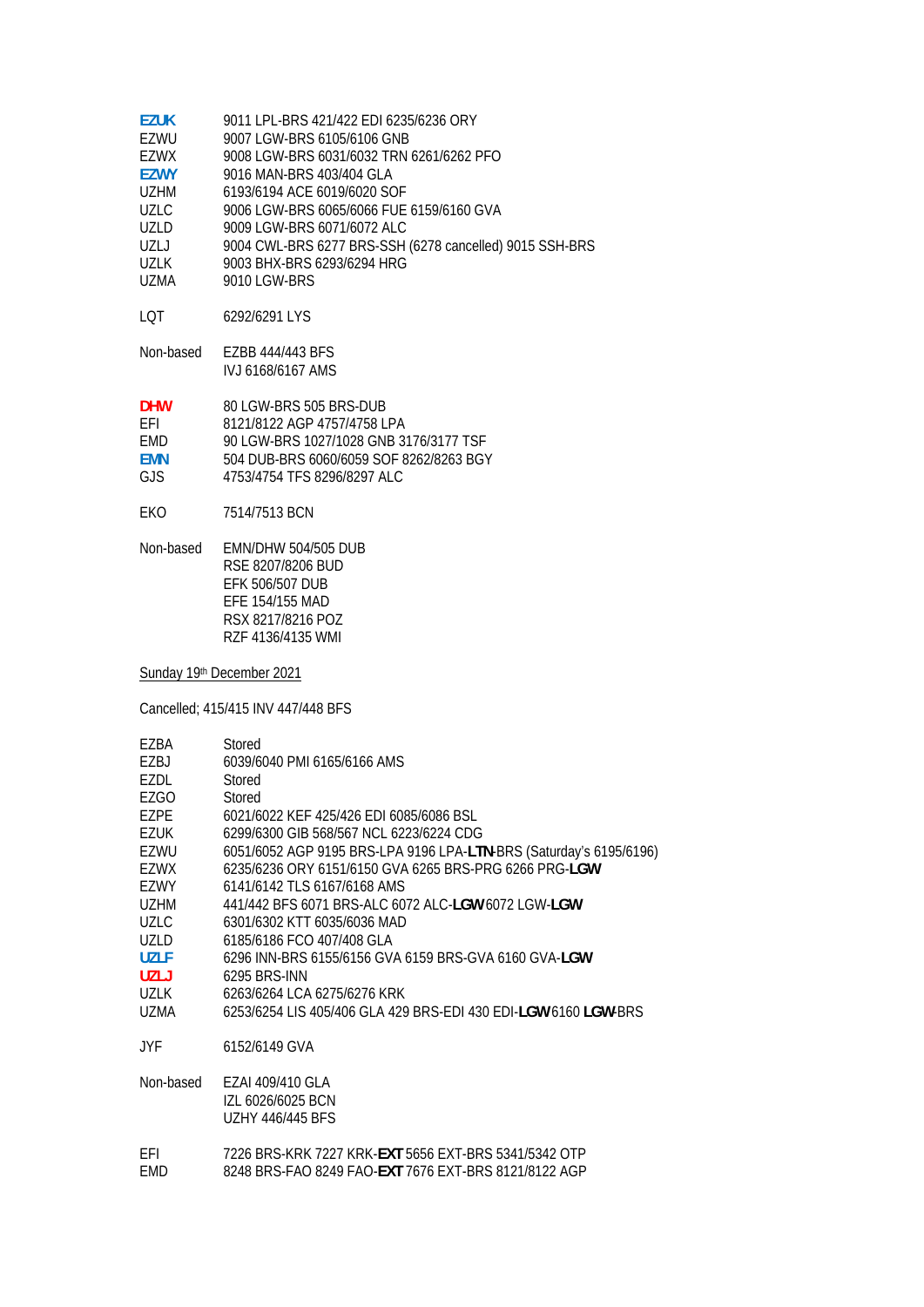| | |
|---|---|
| **EZUK** | 9011 LPL-BRS 421/422 EDI 6235/6236 ORY |
| EZWU | 9007 LGW-BRS 6105/6106 GNB |
| EZWX | 9008 LGW-BRS 6031/6032 TRN 6261/6262 PFO |
| **EZWY** | 9016 MAN-BRS 403/404 GLA |
| UZHM | 6193/6194 ACE 6019/6020 SOF |
| UZLC | 9006 LGW-BRS 6065/6066 FUE 6159/6160 GVA |
| UZLD | 9009 LGW-BRS 6071/6072 ALC |
| UZLJ | 9004 CWL-BRS 6277 BRS-SSH (6278 cancelled) 9015 SSH-BRS |
| UZLK | 9003 BHX-BRS 6293/6294 HRG |
| UZMA | 9010 LGW-BRS |

LQT 6292/6291 LYS

Non-based EZBB 444/443 BFS
IVJ 6168/6167 AMS

| | |
|---|---|
| **DHW** | 80 LGW-BRS 505 BRS-DUB |
| EFI | 8121/8122 AGP 4757/4758 LPA |
| EMD | 90 LGW-BRS 1027/1028 GNB 3176/3177 TSF |
| **EMN** | 504 DUB-BRS 6060/6059 SOF 8262/8263 BGY |
| GJS | 4753/4754 TFS 8296/8297 ALC |

EKO 7514/7513 BCN

Non-based EMN/DHW 504/505 DUB
RSE 8207/8206 BUD
EFK 506/507 DUB
EFE 154/155 MAD
RSX 8217/8216 POZ
RZF 4136/4135 WMI

Sunday 19th December 2021

Cancelled; 415/415 INV 447/448 BFS

| | |
|---|---|
| EZBA | Stored |
| EZBJ | 6039/6040 PMI 6165/6166 AMS |
| EZDL | Stored |
| EZGO | Stored |
| EZPE | 6021/6022 KEF 425/426 EDI 6085/6086 BSL |
| EZUK | 6299/6300 GIB 568/567 NCL 6223/6224 CDG |
| EZWU | 6051/6052 AGP 9195 BRS-LPA 9196 LPA-**LTN**-BRS (Saturday's 6195/6196) |
| EZWX | 6235/6236 ORY 6151/6150 GVA 6265 BRS-PRG 6266 PRG-**LGW** |
| EZWY | 6141/6142 TLS 6167/6168 AMS |
| UZHM | 441/442 BFS 6071 BRS-ALC 6072 ALC-**LGW** 6072 LGW-**LGW** |
| UZLC | 6301/6302 KTT 6035/6036 MAD |
| UZLD | 6185/6186 FCO 407/408 GLA |
| **UZLF** | 6296 INN-BRS 6155/6156 GVA 6159 BRS-GVA 6160 GVA-**LGW** |
| **UZLJ** | 6295 BRS-INN |
| UZLK | 6263/6264 LCA 6275/6276 KRK |
| UZMA | 6253/6254 LIS 405/406 GLA 429 BRS-EDI 430 EDI-**LGW** 6160 **LGW**-BRS |

JYF 6152/6149 GVA

Non-based EZAI 409/410 GLA
IZL 6026/6025 BCN
UZHY 446/445 BFS

| | |
|---|---|
| EFI | 7226 BRS-KRK 7227 KRK-**EXT** 5656 EXT-BRS 5341/5342 OTP |
| EMD | 8248 BRS-FAO 8249 FAO-**EXT** 7676 EXT-BRS 8121/8122 AGP |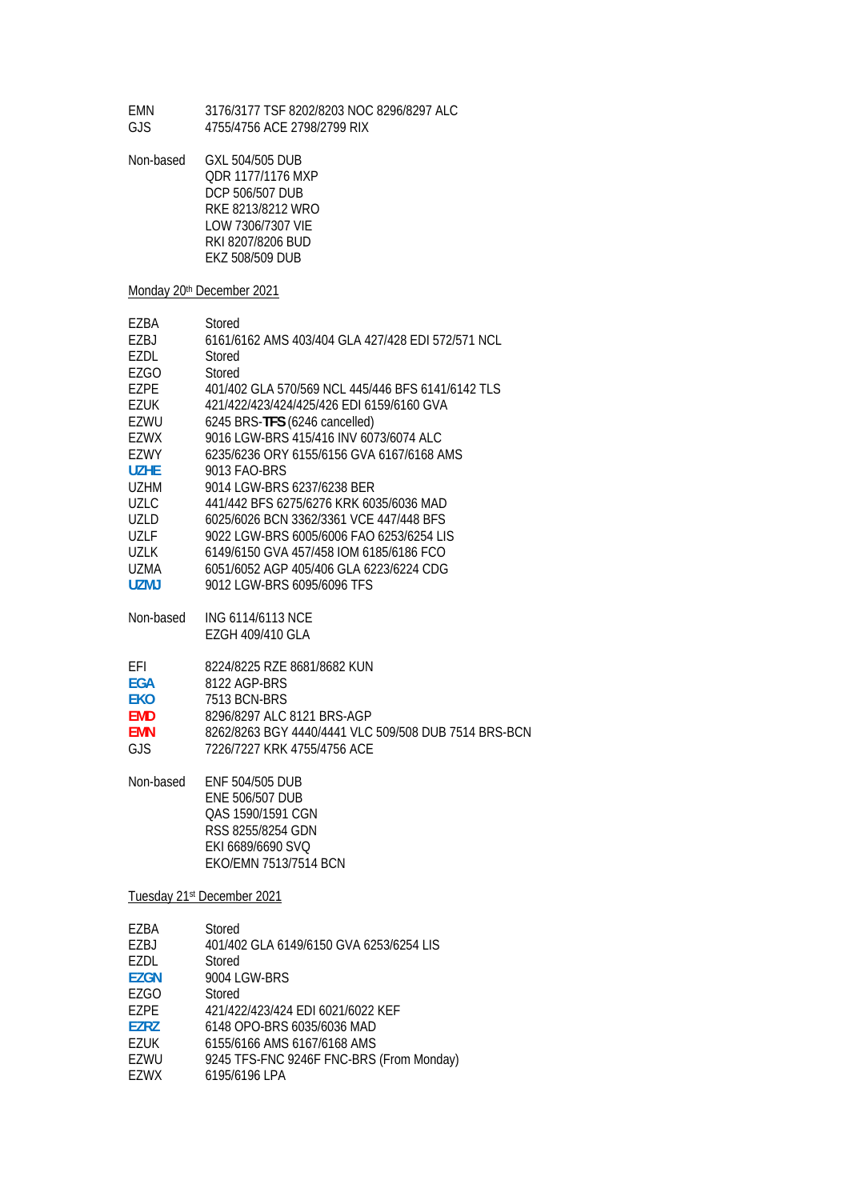| | |
|---|---|
| EMN | 3176/3177 TSF 8202/8203 NOC 8296/8297 ALC |
| GJS | 4755/4756 ACE 2798/2799 RIX |

| | |
|---|---|
| Non-based | GXL 504/505 DUB |
| | QDR 1177/1176 MXP |
| | DCP 506/507 DUB |
| | RKE 8213/8212 WRO |
| | LOW 7306/7307 VIE |
| | RKI 8207/8206 BUD |
| | EKZ 508/509 DUB |

Monday 20th December 2021

| | |
|---|---|
| EZBA | Stored |
| EZBJ | 6161/6162 AMS 403/404 GLA 427/428 EDI 572/571 NCL |
| EZDL | Stored |
| EZGO | Stored |
| EZPE | 401/402 GLA 570/569 NCL 445/446 BFS 6141/6142 TLS |
| EZUK | 421/422/423/424/425/426 EDI 6159/6160 GVA |
| EZWU | 6245 BRS-**TFS** (6246 cancelled) |
| EZWX | 9016 LGW-BRS 415/416 INV 6073/6074 ALC |
| EZWY | 6235/6236 ORY 6155/6156 GVA 6167/6168 AMS |
| **UZHE** | 9013 FAO-BRS |
| UZHM | 9014 LGW-BRS 6237/6238 BER |
| UZLC | 441/442 BFS 6275/6276 KRK 6035/6036 MAD |
| UZLD | 6025/6026 BCN 3362/3361 VCE 447/448 BFS |
| UZLF | 9022 LGW-BRS 6005/6006 FAO 6253/6254 LIS |
| UZLK | 6149/6150 GVA 457/458 IOM 6185/6186 FCO |
| UZMA | 6051/6052 AGP 405/406 GLA 6223/6224 CDG |
| **UZMJ** | 9012 LGW-BRS 6095/6096 TFS |

| | |
|---|---|
| Non-based | ING 6114/6113 NCE |
| | EZGH 409/410 GLA |

| | |
|---|---|
| EFI | 8224/8225 RZE 8681/8682 KUN |
| **EGA** | 8122 AGP-BRS |
| **EKO** | 7513 BCN-BRS |
| **EMD** | 8296/8297 ALC 8121 BRS-AGP |
| **EMN** | 8262/8263 BGY 4440/4441 VLC 509/508 DUB 7514 BRS-BCN |
| GJS | 7226/7227 KRK 4755/4756 ACE |

| | |
|---|---|
| Non-based | ENF 504/505 DUB |
| | ENE 506/507 DUB |
| | QAS 1590/1591 CGN |
| | RSS 8255/8254 GDN |
| | EKI 6689/6690 SVQ |
| | EKO/EMN 7513/7514 BCN |

Tuesday 21st December 2021

| | |
|---|---|
| EZBA | Stored |
| EZBJ | 401/402 GLA 6149/6150 GVA 6253/6254 LIS |
| EZDL | Stored |
| **EZGN** | 9004 LGW-BRS |
| EZGO | Stored |
| EZPE | 421/422/423/424 EDI 6021/6022 KEF |
| **EZRZ** | 6148 OPO-BRS 6035/6036 MAD |
| EZUK | 6155/6166 AMS 6167/6168 AMS |
| EZWU | 9245 TFS-FNC 9246F FNC-BRS (From Monday) |
| EZWX | 6195/6196 LPA |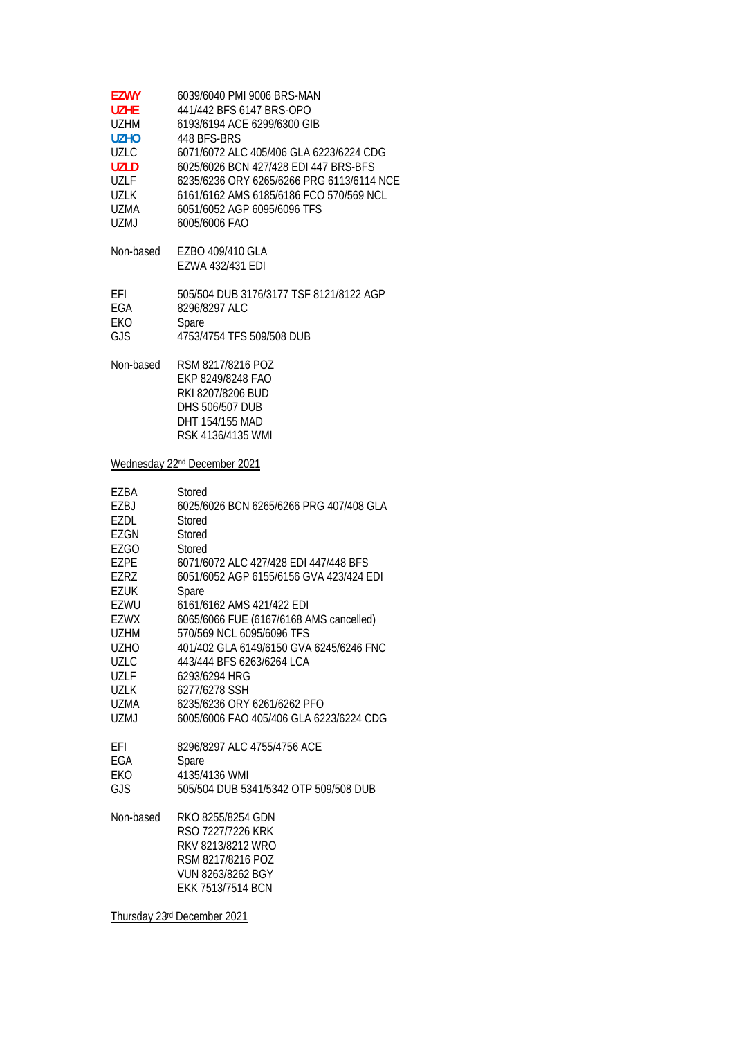| | |
|---|---|
| **EZWY** | 6039/6040 PMI 9006 BRS-MAN |
| **UZHE** | 441/442 BFS 6147 BRS-OPO |
| UZHM | 6193/6194 ACE 6299/6300 GIB |
| **UZHO** | 448 BFS-BRS |
| UZLC | 6071/6072 ALC 405/406 GLA 6223/6224 CDG |
| **UZLD** | 6025/6026 BCN 427/428 EDI 447 BRS-BFS |
| UZLF | 6235/6236 ORY 6265/6266 PRG 6113/6114 NCE |
| UZLK | 6161/6162 AMS 6185/6186 FCO 570/569 NCL |
| UZMA | 6051/6052 AGP 6095/6096 TFS |
| UZMJ | 6005/6006 FAO |

| | |
|---|---|
| Non-based | EZBO 409/410 GLA |
| | EZWA 432/431 EDI |

| | |
|---|---|
| EFI | 505/504 DUB 3176/3177 TSF 8121/8122 AGP |
| EGA | 8296/8297 ALC |
| EKO | Spare |
| GJS | 4753/4754 TFS 509/508 DUB |

| | |
|---|---|
| Non-based | RSM 8217/8216 POZ |
| | EKP 8249/8248 FAO |
| | RKI 8207/8206 BUD |
| | DHS 506/507 DUB |
| | DHT 154/155 MAD |
| | RSK 4136/4135 WMI |

Wednesday 22nd December 2021

| | |
|---|---|
| EZBA | Stored |
| EZBJ | 6025/6026 BCN 6265/6266 PRG 407/408 GLA |
| EZDL | Stored |
| EZGN | Stored |
| EZGO | Stored |
| EZPE | 6071/6072 ALC 427/428 EDI 447/448 BFS |
| EZRZ | 6051/6052 AGP 6155/6156 GVA 423/424 EDI |
| EZUK | Spare |
| EZWU | 6161/6162 AMS 421/422 EDI |
| EZWX | 6065/6066 FUE (6167/6168 AMS cancelled) |
| UZHM | 570/569 NCL 6095/6096 TFS |
| UZHO | 401/402 GLA 6149/6150 GVA 6245/6246 FNC |
| UZLC | 443/444 BFS 6263/6264 LCA |
| UZLF | 6293/6294 HRG |
| UZLK | 6277/6278 SSH |
| UZMA | 6235/6236 ORY 6261/6262 PFO |
| UZMJ | 6005/6006 FAO 405/406 GLA 6223/6224 CDG |

| | |
|---|---|
| EFI | 8296/8297 ALC 4755/4756 ACE |
| EGA | Spare |
| EKO | 4135/4136 WMI |
| GJS | 505/504 DUB 5341/5342 OTP 509/508 DUB |

| | |
|---|---|
| Non-based | RKO 8255/8254 GDN |
| | RSO 7227/7226 KRK |
| | RKV 8213/8212 WRO |
| | RSM 8217/8216 POZ |
| | VUN 8263/8262 BGY |
| | EKK 7513/7514 BCN |

Thursday 23rd December 2021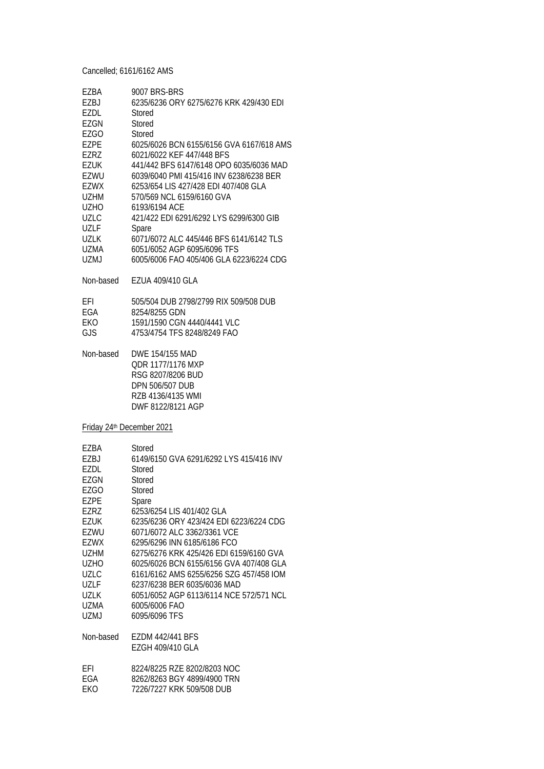Cancelled; 6161/6162 AMS

| | |
|---|---|
| EZBA | 9007 BRS-BRS |
| EZBJ | 6235/6236 ORY 6275/6276 KRK 429/430 EDI |
| EZDL | Stored |
| EZGN | Stored |
| EZGO | Stored |
| EZPE | 6025/6026 BCN 6155/6156 GVA 6167/618 AMS |
| EZRZ | 6021/6022 KEF 447/448 BFS |
| EZUK | 441/442 BFS 6147/6148 OPO 6035/6036 MAD |
| EZWU | 6039/6040 PMI 415/416 INV 6238/6238 BER |
| EZWX | 6253/654 LIS 427/428 EDI 407/408 GLA |
| UZHM | 570/569 NCL 6159/6160 GVA |
| UZHO | 6193/6194 ACE |
| UZLC | 421/422 EDI 6291/6292 LYS 6299/6300 GIB |
| UZLF | Spare |
| UZLK | 6071/6072 ALC 445/446 BFS 6141/6142 TLS |
| UZMA | 6051/6052 AGP 6095/6096 TFS |
| UZMJ | 6005/6006 FAO 405/406 GLA 6223/6224 CDG |

Non-based EZUA 409/410 GLA

| | |
|---|---|
| EFI | 505/504 DUB 2798/2799 RIX 509/508 DUB |
| EGA | 8254/8255 GDN |
| EKO | 1591/1590 CGN 4440/4441 VLC |
| GJS | 4753/4754 TFS 8248/8249 FAO |

Non-based DWE 154/155 MAD
QDR 1177/1176 MXP
RSG 8207/8206 BUD
DPN 506/507 DUB
RZB 4136/4135 WMI
DWF 8122/8121 AGP

Friday 24th December 2021

| | |
|---|---|
| EZBA | Stored |
| EZBJ | 6149/6150 GVA 6291/6292 LYS 415/416 INV |
| EZDL | Stored |
| EZGN | Stored |
| EZGO | Stored |
| EZPE | Spare |
| EZRZ | 6253/6254 LIS 401/402 GLA |
| EZUK | 6235/6236 ORY 423/424 EDI 6223/6224 CDG |
| EZWU | 6071/6072 ALC 3362/3361 VCE |
| EZWX | 6295/6296 INN 6185/6186 FCO |
| UZHM | 6275/6276 KRK 425/426 EDI 6159/6160 GVA |
| UZHO | 6025/6026 BCN 6155/6156 GVA 407/408 GLA |
| UZLC | 6161/6162 AMS 6255/6256 SZG 457/458 IOM |
| UZLF | 6237/6238 BER 6035/6036 MAD |
| UZLK | 6051/6052 AGP 6113/6114 NCE 572/571 NCL |
| UZMA | 6005/6006 FAO |
| UZMJ | 6095/6096 TFS |

Non-based EZDM 442/441 BFS
EZGH 409/410 GLA

| | |
|---|---|
| EFI | 8224/8225 RZE 8202/8203 NOC |
| EGA | 8262/8263 BGY 4899/4900 TRN |
| EKO | 7226/7227 KRK 509/508 DUB |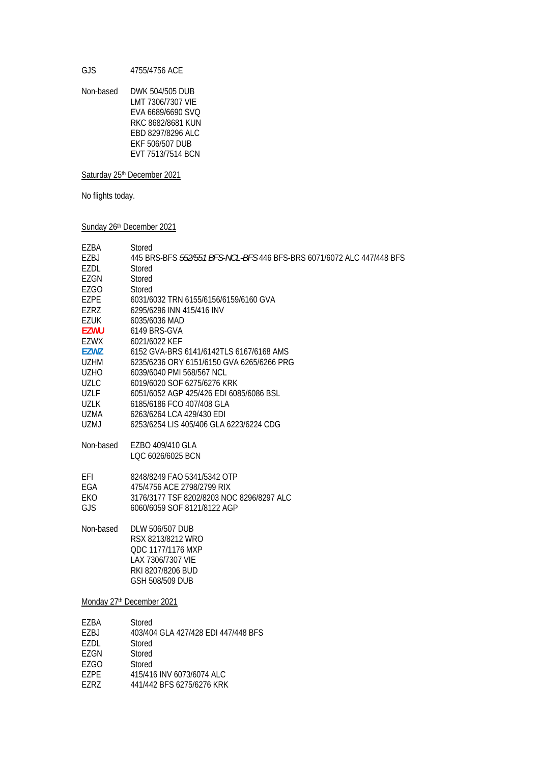| | |
|---|---|
| GJS | 4755/4756 ACE |
| Non-based | DWK 504/505 DUB<br>LMT 7306/7307 VIE<br>EVA 6689/6690 SVQ<br>RKC 8682/8681 KUN<br>EBD 8297/8296 ALC<br>EKF 506/507 DUB<br>EVT 7513/7514 BCN |

Saturday 25th December 2021

No flights today.

Sunday 26th December 2021

| | |
|---|---|
| EZBA | Stored |
| EZBJ | 445 BRS-BFS *552/551 BFS-NCL-BFS* 446 BFS-BRS 6071/6072 ALC 447/448 BFS |
| EZDL | Stored |
| EZGN | Stored |
| EZGO | Stored |
| EZPE | 6031/6032 TRN 6155/6156/6159/6160 GVA |
| EZRZ | 6295/6296 INN 415/416 INV |
| EZUK | 6035/6036 MAD |
| **EZWU** | 6149 BRS-GVA |
| EZWX | 6021/6022 KEF |
| **EZWZ** | 6152 GVA-BRS 6141/6142TLS 6167/6168 AMS |
| UZHM | 6235/6236 ORY 6151/6150 GVA 6265/6266 PRG |
| UZHO | 6039/6040 PMI 568/567 NCL |
| UZLC | 6019/6020 SOF 6275/6276 KRK |
| UZLF | 6051/6052 AGP 425/426 EDI 6085/6086 BSL |
| UZLK | 6185/6186 FCO 407/408 GLA |
| UZMA | 6263/6264 LCA 429/430 EDI |
| UZMJ | 6253/6254 LIS 405/406 GLA 6223/6224 CDG |
| Non-based | EZBO 409/410 GLA<br>LQC 6026/6025 BCN |
| EFI | 8248/8249 FAO 5341/5342 OTP |
| EGA | 475/4756 ACE 2798/2799 RIX |
| EKO | 3176/3177 TSF 8202/8203 NOC 8296/8297 ALC |
| GJS | 6060/6059 SOF 8121/8122 AGP |
| Non-based | DLW 506/507 DUB<br>RSX 8213/8212 WRO<br>QDC 1177/1176 MXP<br>LAX 7306/7307 VIE<br>RKI 8207/8206 BUD<br>GSH 508/509 DUB |

Monday 27th December 2021

| | |
|---|---|
| EZBA | Stored |
| EZBJ | 403/404 GLA 427/428 EDI 447/448 BFS |
| EZDL | Stored |
| EZGN | Stored |
| EZGO | Stored |
| EZPE | 415/416 INV 6073/6074 ALC |
| EZRZ | 441/442 BFS 6275/6276 KRK |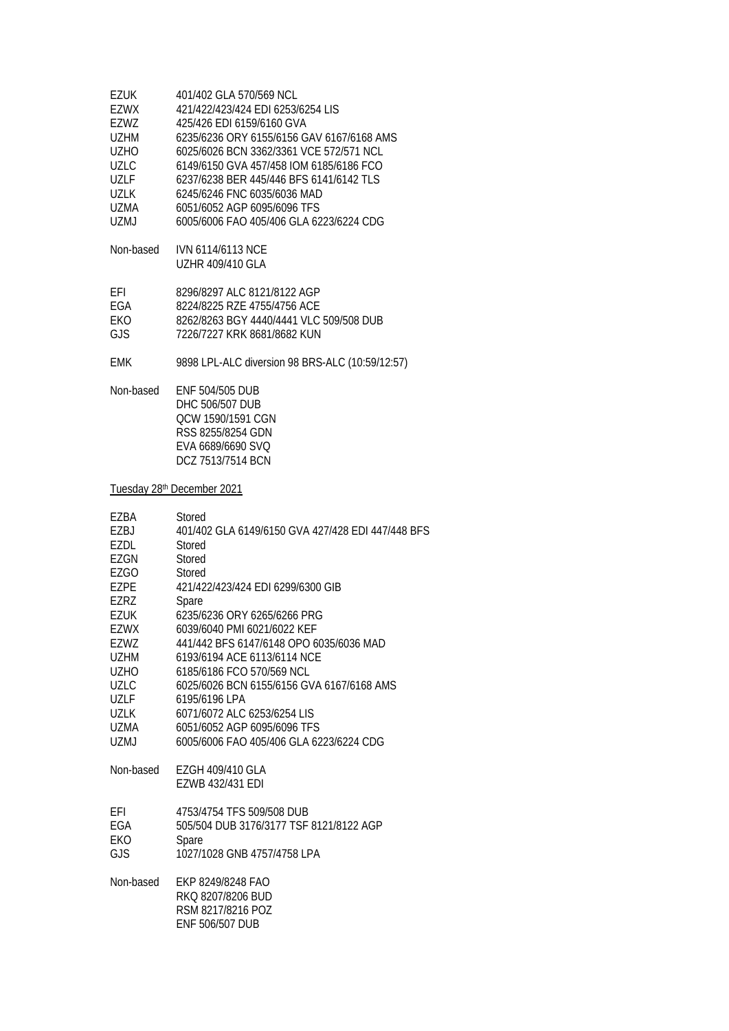| | |
|---|---|
| EZUK | 401/402 GLA 570/569 NCL |
| EZWX | 421/422/423/424 EDI 6253/6254 LIS |
| EZWZ | 425/426 EDI 6159/6160 GVA |
| UZHM | 6235/6236 ORY 6155/6156 GAV 6167/6168 AMS |
| UZHO | 6025/6026 BCN 3362/3361 VCE 572/571 NCL |
| UZLC | 6149/6150 GVA 457/458 IOM 6185/6186 FCO |
| UZLF | 6237/6238 BER 445/446 BFS 6141/6142 TLS |
| UZLK | 6245/6246 FNC 6035/6036 MAD |
| UZMA | 6051/6052 AGP 6095/6096 TFS |
| UZMJ | 6005/6006 FAO 405/406 GLA 6223/6224 CDG |

Non-based IVN 6114/6113 NCE
UZHR 409/410 GLA

| | |
|---|---|
| EFI | 8296/8297 ALC 8121/8122 AGP |
| EGA | 8224/8225 RZE 4755/4756 ACE |
| EKO | 8262/8263 BGY 4440/4441 VLC 509/508 DUB |
| GJS | 7226/7227 KRK 8681/8682 KUN |

EMK 9898 LPL-ALC diversion 98 BRS-ALC (10:59/12:57)

Non-based ENF 504/505 DUB
DHC 506/507 DUB
QCW 1590/1591 CGN
RSS 8255/8254 GDN
EVA 6689/6690 SVQ
DCZ 7513/7514 BCN

<u>Tuesday 28th December 2021</u>

| | |
|---|---|
| EZBA | Stored |
| EZBJ | 401/402 GLA 6149/6150 GVA 427/428 EDI 447/448 BFS |
| EZDL | Stored |
| EZGN | Stored |
| EZGO | Stored |
| EZPE | 421/422/423/424 EDI 6299/6300 GIB |
| EZRZ | Spare |
| EZUK | 6235/6236 ORY 6265/6266 PRG |
| EZWX | 6039/6040 PMI 6021/6022 KEF |
| EZWZ | 441/442 BFS 6147/6148 OPO 6035/6036 MAD |
| UZHM | 6193/6194 ACE 6113/6114 NCE |
| UZHO | 6185/6186 FCO 570/569 NCL |
| UZLC | 6025/6026 BCN 6155/6156 GVA 6167/6168 AMS |
| UZLF | 6195/6196 LPA |
| UZLK | 6071/6072 ALC 6253/6254 LIS |
| UZMA | 6051/6052 AGP 6095/6096 TFS |
| UZMJ | 6005/6006 FAO 405/406 GLA 6223/6224 CDG |

Non-based EZGH 409/410 GLA
EZWB 432/431 EDI

| | |
|---|---|
| EFI | 4753/4754 TFS 509/508 DUB |
| EGA | 505/504 DUB 3176/3177 TSF 8121/8122 AGP |
| EKO | Spare |
| GJS | 1027/1028 GNB 4757/4758 LPA |

Non-based EKP 8249/8248 FAO
RKQ 8207/8206 BUD
RSM 8217/8216 POZ
ENF 506/507 DUB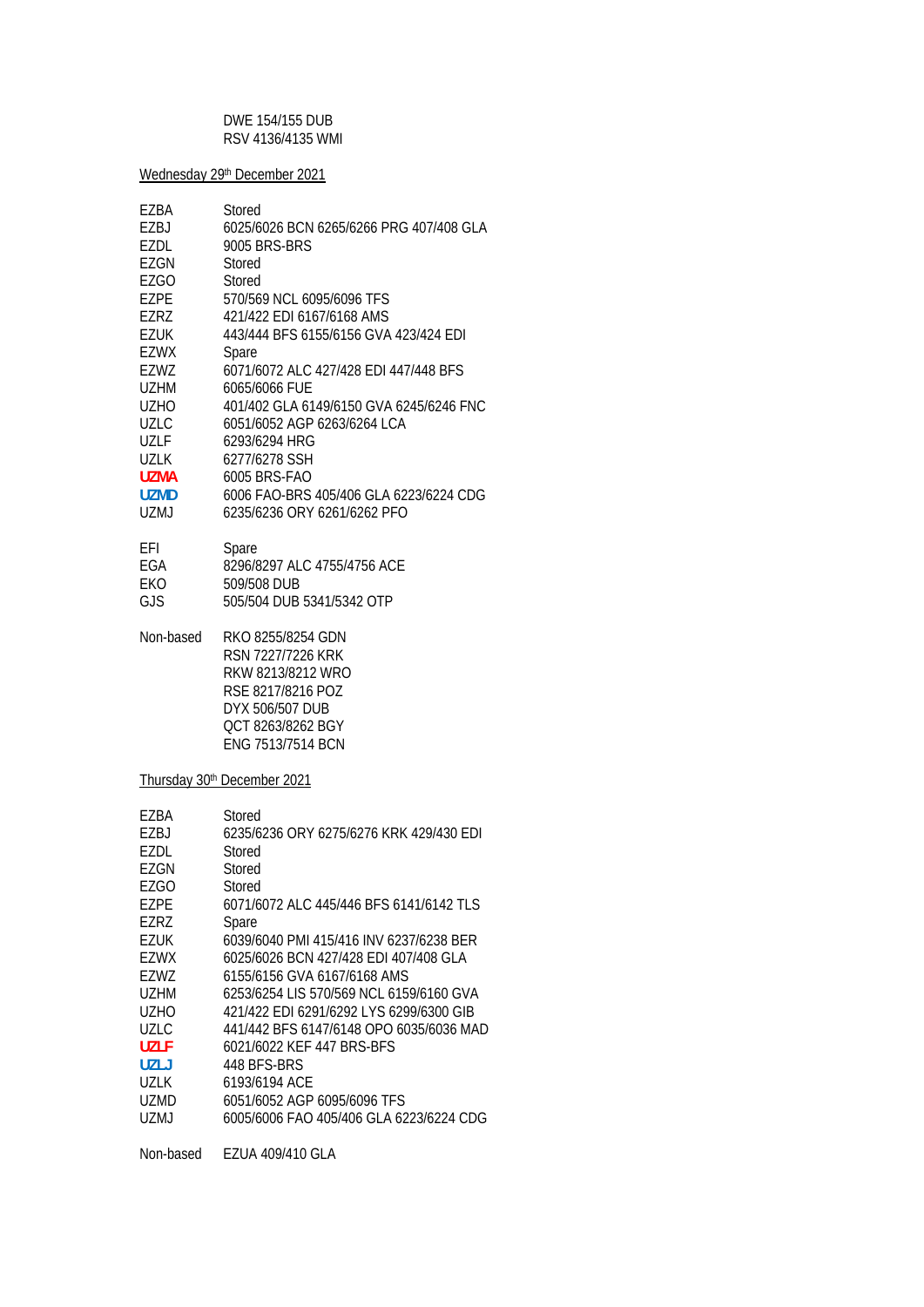| | |
|---|---|
| | DWE 154/155 DUB |
| | RSV 4136/4135 WMI |

## Wednesday 29[th] December 2021

| | |
|---|---|
| EZBA | Stored |
| EZBJ | 6025/6026 BCN 6265/6266 PRG 407/408 GLA |
| EZDL | 9005 BRS-BRS |
| EZGN | Stored |
| EZGO | Stored |
| EZPE | 570/569 NCL 6095/6096 TFS |
| EZRZ | 421/422 EDI 6167/6168 AMS |
| EZUK | 443/444 BFS 6155/6156 GVA 423/424 EDI |
| EZWX | Spare |
| EZWZ | 6071/6072 ALC 427/428 EDI 447/448 BFS |
| UZHM | 6065/6066 FUE |
| UZHO | 401/402 GLA 6149/6150 GVA 6245/6246 FNC |
| UZLC | 6051/6052 AGP 6263/6264 LCA |
| UZLF | 6293/6294 HRG |
| UZLK | 6277/6278 SSH |
| **UZMA** | 6005 BRS-FAO |
| **UZMD** | 6006 FAO-BRS 405/406 GLA 6223/6224 CDG |
| UZMJ | 6235/6236 ORY 6261/6262 PFO |

| | |
|---|---|
| EFI | Spare |
| EGA | 8296/8297 ALC 4755/4756 ACE |
| EKO | 509/508 DUB |
| GJS | 505/504 DUB 5341/5342 OTP |

| | |
|---|---|
| Non-based | RKO 8255/8254 GDN |
| | RSN 7227/7226 KRK |
| | RKW 8213/8212 WRO |
| | RSE 8217/8216 POZ |
| | DYX 506/507 DUB |
| | QCT 8263/8262 BGY |
| | ENG 7513/7514 BCN |

## Thursday 30[th] December 2021

| | |
|---|---|
| EZBA | Stored |
| EZBJ | 6235/6236 ORY 6275/6276 KRK 429/430 EDI |
| EZDL | Stored |
| EZGN | Stored |
| EZGO | Stored |
| EZPE | 6071/6072 ALC 445/446 BFS 6141/6142 TLS |
| EZRZ | Spare |
| EZUK | 6039/6040 PMI 415/416 INV 6237/6238 BER |
| EZWX | 6025/6026 BCN 427/428 EDI 407/408 GLA |
| EZWZ | 6155/6156 GVA 6167/6168 AMS |
| UZHM | 6253/6254 LIS 570/569 NCL 6159/6160 GVA |
| UZHO | 421/422 EDI 6291/6292 LYS 6299/6300 GIB |
| UZLC | 441/442 BFS 6147/6148 OPO 6035/6036 MAD |
| **UZLF** | 6021/6022 KEF 447 BRS-BFS |
| **UZLJ** | 448 BFS-BRS |
| UZLK | 6193/6194 ACE |
| UZMD | 6051/6052 AGP 6095/6096 TFS |
| UZMJ | 6005/6006 FAO 405/406 GLA 6223/6224 CDG |

| | |
|---|---|
| Non-based | EZUA 409/410 GLA |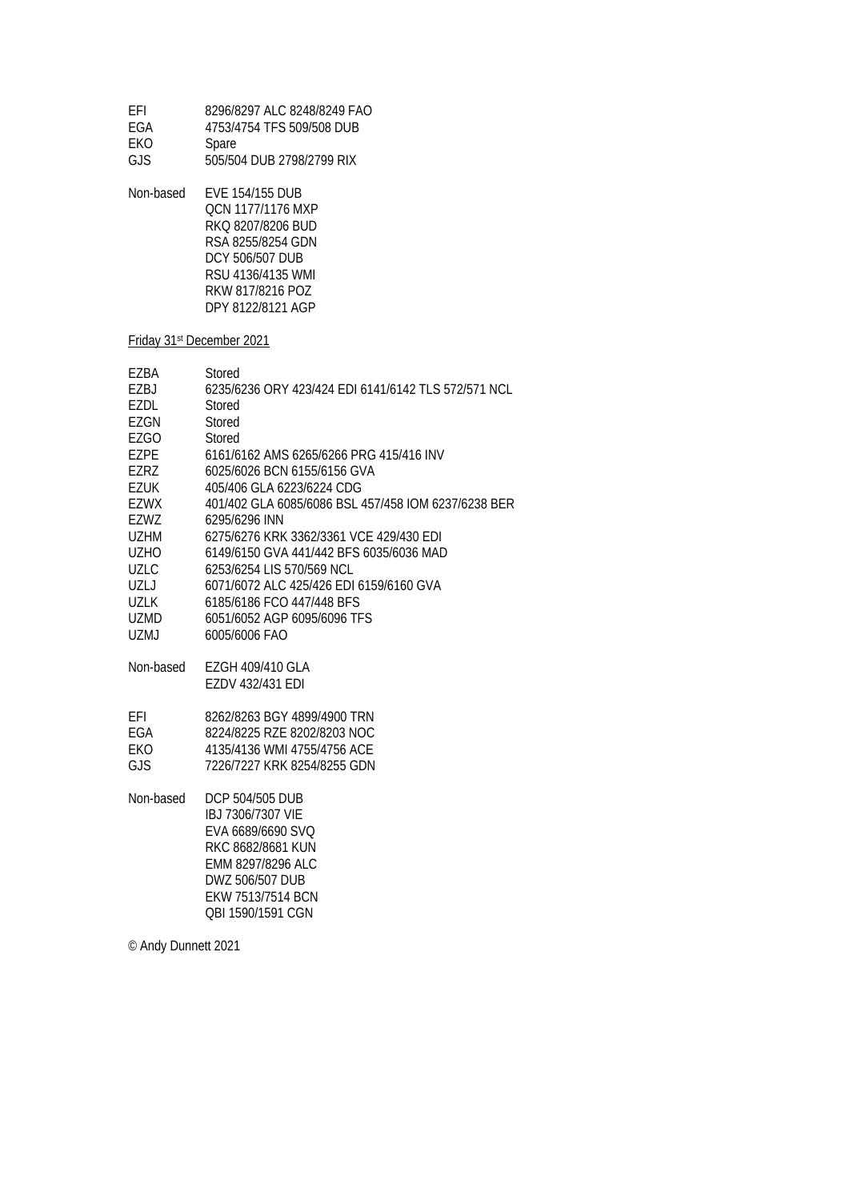| | |
|---|---|
| EFI | 8296/8297 ALC 8248/8249 FAO |
| EGA | 4753/4754 TFS 509/508 DUB |
| EKO | Spare |
| GJS | 505/504 DUB 2798/2799 RIX |

| | |
|---|---|
| Non-based | EVE 154/155 DUB |
| | QCN 1177/1176 MXP |
| | RKQ 8207/8206 BUD |
| | RSA 8255/8254 GDN |
| | DCY 506/507 DUB |
| | RSU 4136/4135 WMI |
| | RKW 817/8216 POZ |
| | DPY 8122/8121 AGP |

Friday 31st December 2021

| | |
|---|---|
| EZBA | Stored |
| EZBJ | 6235/6236 ORY 423/424 EDI 6141/6142 TLS 572/571 NCL |
| EZDL | Stored |
| EZGN | Stored |
| EZGO | Stored |
| EZPE | 6161/6162 AMS 6265/6266 PRG 415/416 INV |
| EZRZ | 6025/6026 BCN 6155/6156 GVA |
| EZUK | 405/406 GLA 6223/6224 CDG |
| EZWX | 401/402 GLA 6085/6086 BSL 457/458 IOM 6237/6238 BER |
| EZWZ | 6295/6296 INN |
| UZHM | 6275/6276 KRK 3362/3361 VCE 429/430 EDI |
| UZHO | 6149/6150 GVA 441/442 BFS 6035/6036 MAD |
| UZLC | 6253/6254 LIS 570/569 NCL |
| UZLJ | 6071/6072 ALC 425/426 EDI 6159/6160 GVA |
| UZLK | 6185/6186 FCO 447/448 BFS |
| UZMD | 6051/6052 AGP 6095/6096 TFS |
| UZMJ | 6005/6006 FAO |

| | |
|---|---|
| Non-based | EZGH 409/410 GLA |
| | EZDV 432/431 EDI |

| | |
|---|---|
| EFI | 8262/8263 BGY 4899/4900 TRN |
| EGA | 8224/8225 RZE 8202/8203 NOC |
| EKO | 4135/4136 WMI 4755/4756 ACE |
| GJS | 7226/7227 KRK 8254/8255 GDN |

| | |
|---|---|
| Non-based | DCP 504/505 DUB |
| | IBJ 7306/7307 VIE |
| | EVA 6689/6690 SVQ |
| | RKC 8682/8681 KUN |
| | EMM 8297/8296 ALC |
| | DWZ 506/507 DUB |
| | EKW 7513/7514 BCN |
| | QBI 1590/1591 CGN |

© Andy Dunnett 2021